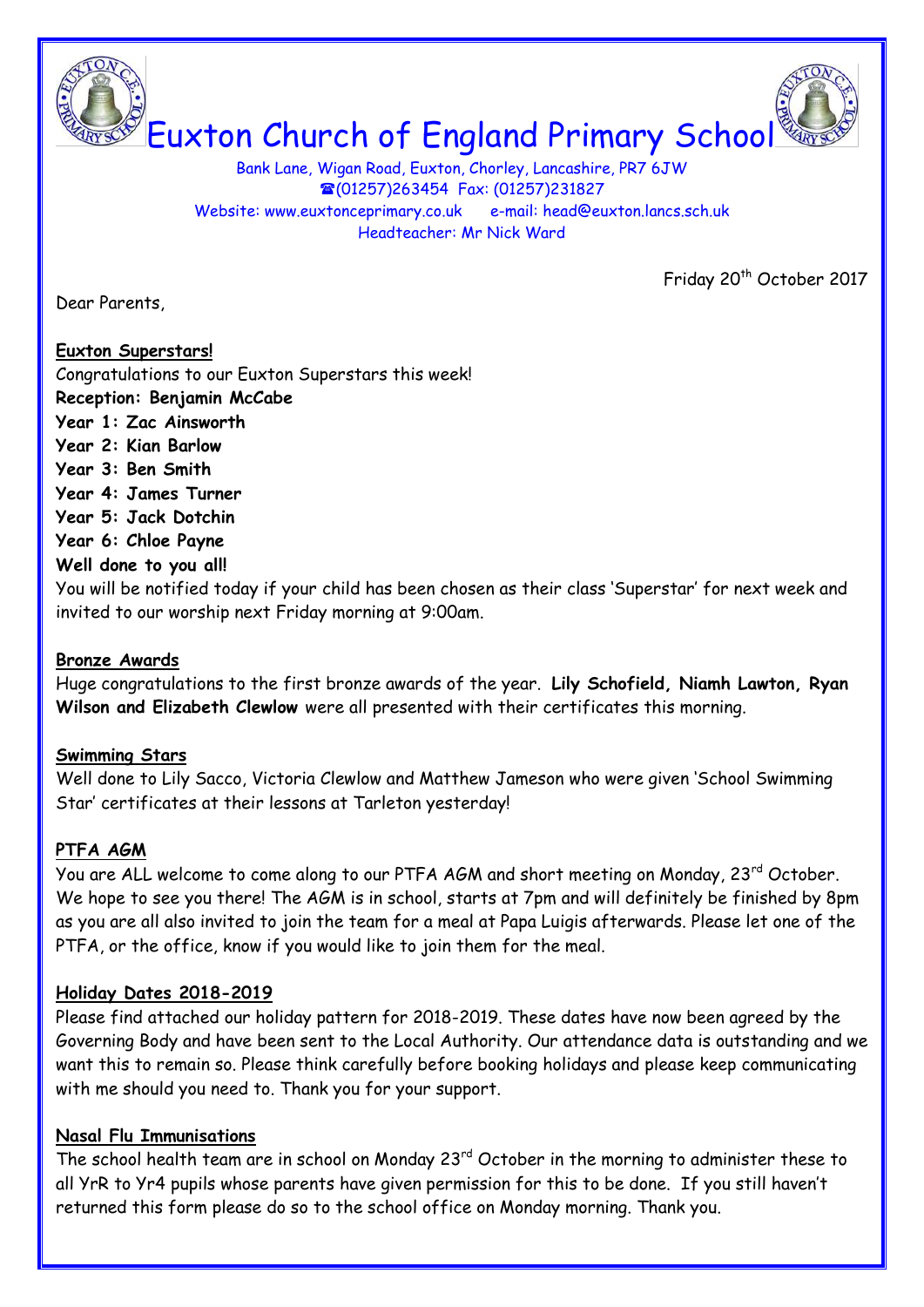# Euxton Church of England Primary School

Bank Lane, Wigan Road, Euxton, Chorley, Lancashire, PR7 6JW
☎(01257)263454 Fax: (01257)231827
Website: www.euxtonceprimary.co.uk e-mail: head@euxton.lancs.sch.uk
Headteacher: Mr Nick Ward

Friday 20th October 2017

Dear Parents,

**Euxton Superstars!**

Congratulations to our Euxton Superstars this week!

**Reception: Benjamin McCabe**
**Year 1: Zac Ainsworth**
**Year 2: Kian Barlow**
**Year 3: Ben Smith**
**Year 4: James Turner**
**Year 5: Jack Dotchin**
**Year 6: Chloe Payne**
**Well done to you all!**

You will be notified today if your child has been chosen as their class 'Superstar' for next week and invited to our worship next Friday morning at 9:00am.

**Bronze Awards**

Huge congratulations to the first bronze awards of the year. **Lily Schofield, Niamh Lawton, Ryan Wilson and Elizabeth Clewlow** were all presented with their certificates this morning.

**Swimming Stars**

Well done to Lily Sacco, Victoria Clewlow and Matthew Jameson who were given 'School Swimming Star' certificates at their lessons at Tarleton yesterday!

**PTFA AGM**

You are ALL welcome to come along to our PTFA AGM and short meeting on Monday, 23rd October. We hope to see you there! The AGM is in school, starts at 7pm and will definitely be finished by 8pm as you are all also invited to join the team for a meal at Papa Luigis afterwards. Please let one of the PTFA, or the office, know if you would like to join them for the meal.

**Holiday Dates 2018-2019**

Please find attached our holiday pattern for 2018-2019. These dates have now been agreed by the Governing Body and have been sent to the Local Authority. Our attendance data is outstanding and we want this to remain so. Please think carefully before booking holidays and please keep communicating with me should you need to. Thank you for your support.

**Nasal Flu Immunisations**

The school health team are in school on Monday 23rd October in the morning to administer these to all YrR to Yr4 pupils whose parents have given permission for this to be done. If you still haven't returned this form please do so to the school office on Monday morning. Thank you.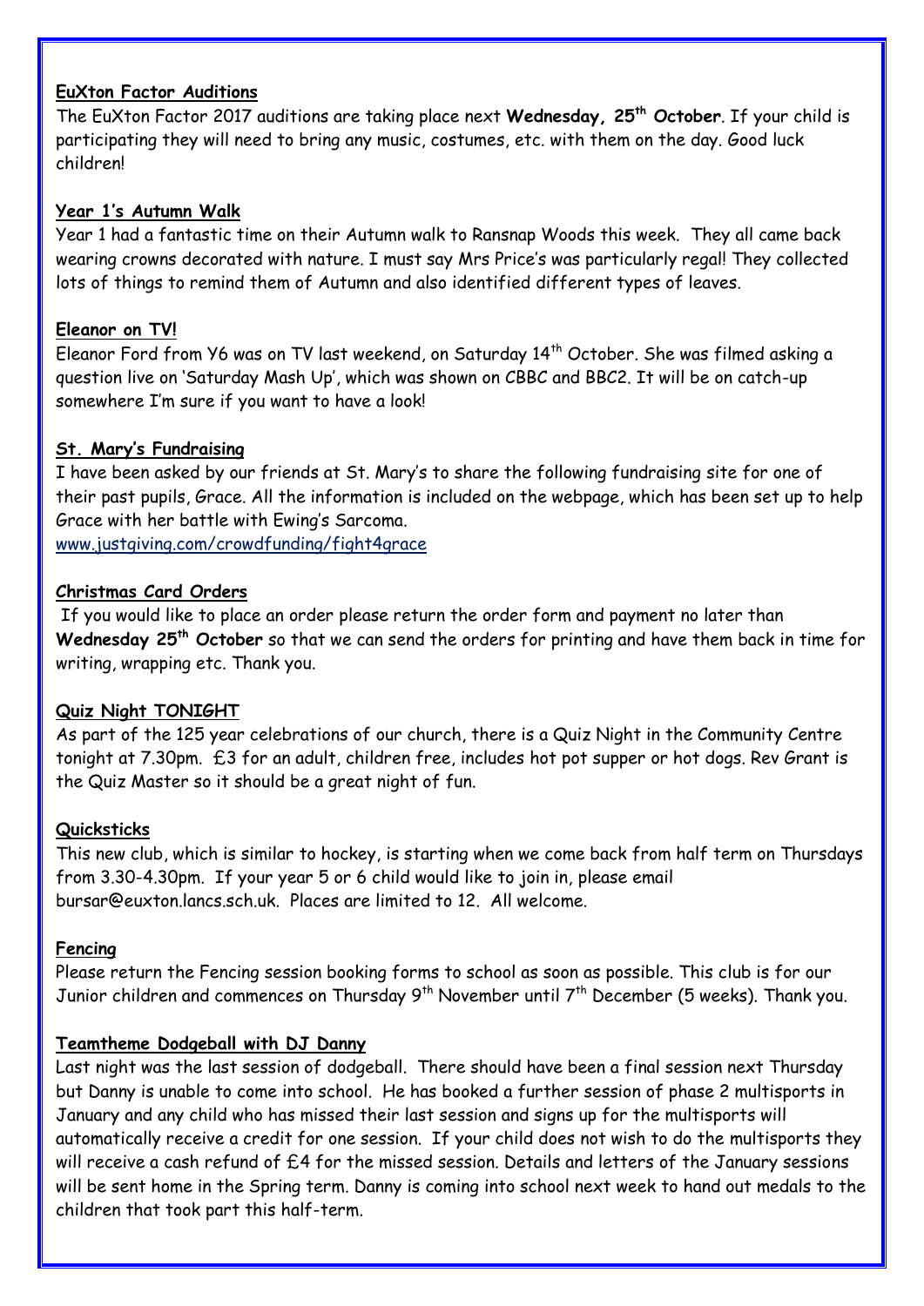**EuXton Factor Auditions**

The EuXton Factor 2017 auditions are taking place next **Wednesday, 25th October**. If your child is participating they will need to bring any music, costumes, etc. with them on the day. Good luck children!

**Year 1's Autumn Walk**

Year 1 had a fantastic time on their Autumn walk to Ransnap Woods this week. They all came back wearing crowns decorated with nature. I must say Mrs Price's was particularly regal! They collected lots of things to remind them of Autumn and also identified different types of leaves.

**Eleanor on TV!**

Eleanor Ford from Y6 was on TV last weekend, on Saturday 14th October. She was filmed asking a question live on 'Saturday Mash Up', which was shown on CBBC and BBC2. It will be on catch-up somewhere I'm sure if you want to have a look!

**St. Mary's Fundraising**

I have been asked by our friends at St. Mary's to share the following fundraising site for one of their past pupils, Grace. All the information is included on the webpage, which has been set up to help Grace with her battle with Ewing's Sarcoma.

www.justgiving.com/crowdfunding/fight4grace

**Christmas Card Orders**

If you would like to place an order please return the order form and payment no later than **Wednesday 25th October** so that we can send the orders for printing and have them back in time for writing, wrapping etc. Thank you.

**Quiz Night TONIGHT**

As part of the 125 year celebrations of our church, there is a Quiz Night in the Community Centre tonight at 7.30pm. £3 for an adult, children free, includes hot pot supper or hot dogs. Rev Grant is the Quiz Master so it should be a great night of fun.

**Quicksticks**

This new club, which is similar to hockey, is starting when we come back from half term on Thursdays from 3.30-4.30pm. If your year 5 or 6 child would like to join in, please email bursar@euxton.lancs.sch.uk. Places are limited to 12. All welcome.

**Fencing**

Please return the Fencing session booking forms to school as soon as possible. This club is for our Junior children and commences on Thursday 9th November until 7th December (5 weeks). Thank you.

**Teamtheme Dodgeball with DJ Danny**

Last night was the last session of dodgeball. There should have been a final session next Thursday but Danny is unable to come into school. He has booked a further session of phase 2 multisports in January and any child who has missed their last session and signs up for the multisports will automatically receive a credit for one session. If your child does not wish to do the multisports they will receive a cash refund of £4 for the missed session. Details and letters of the January sessions will be sent home in the Spring term. Danny is coming into school next week to hand out medals to the children that took part this half-term.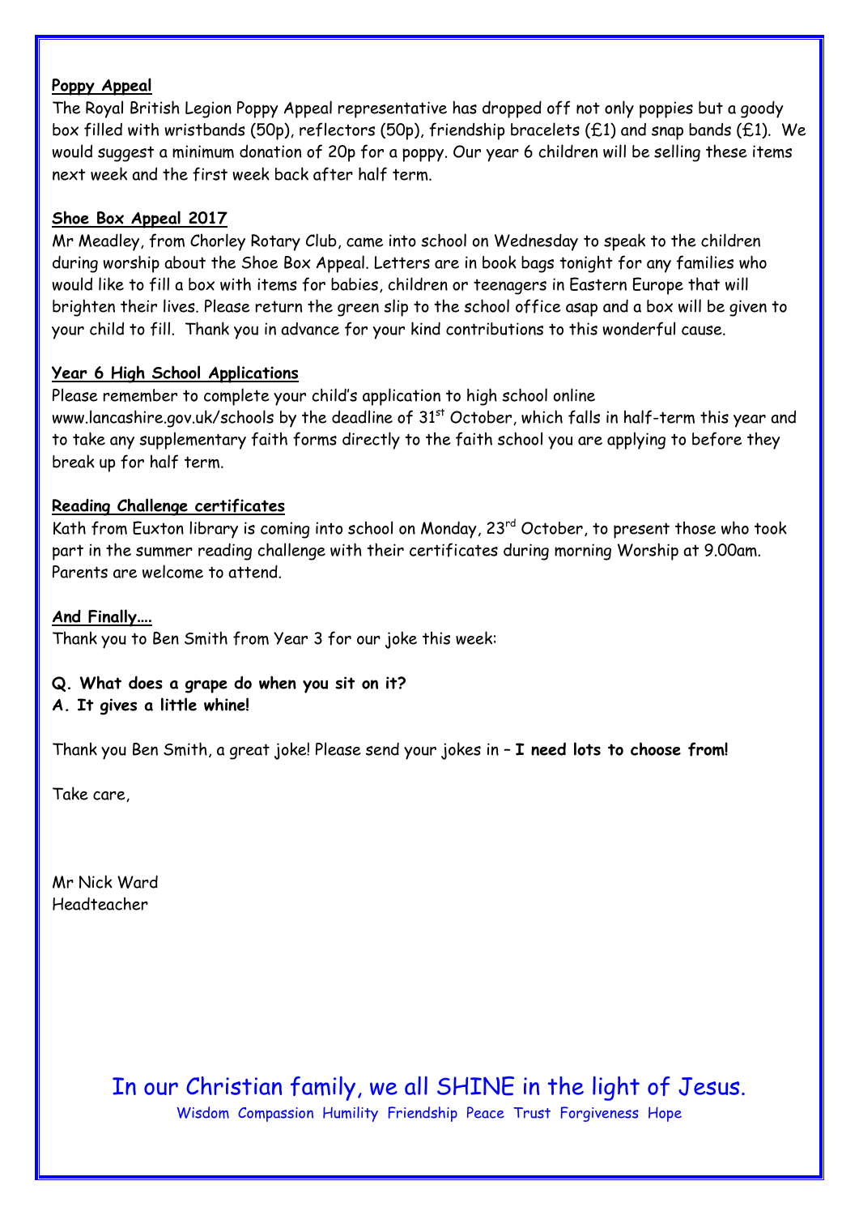**Poppy Appeal**

The Royal British Legion Poppy Appeal representative has dropped off not only poppies but a goody box filled with wristbands (50p), reflectors (50p), friendship bracelets (£1) and snap bands (£1). We would suggest a minimum donation of 20p for a poppy. Our year 6 children will be selling these items next week and the first week back after half term.

**Shoe Box Appeal 2017**

Mr Meadley, from Chorley Rotary Club, came into school on Wednesday to speak to the children during worship about the Shoe Box Appeal. Letters are in book bags tonight for any families who would like to fill a box with items for babies, children or teenagers in Eastern Europe that will brighten their lives. Please return the green slip to the school office asap and a box will be given to your child to fill. Thank you in advance for your kind contributions to this wonderful cause.

**Year 6 High School Applications**

Please remember to complete your child's application to high school online www.lancashire.gov.uk/schools by the deadline of 31st October, which falls in half-term this year and to take any supplementary faith forms directly to the faith school you are applying to before they break up for half term.

**Reading Challenge certificates**

Kath from Euxton library is coming into school on Monday, 23rd October, to present those who took part in the summer reading challenge with their certificates during morning Worship at 9.00am. Parents are welcome to attend.

**And Finally….**

Thank you to Ben Smith from Year 3 for our joke this week:

**Q. What does a grape do when you sit on it?**
**A. It gives a little whine!**

Thank you Ben Smith, a great joke! Please send your jokes in – **I need lots to choose from!**

Take care,

Mr Nick Ward
Headteacher

In our Christian family, we all SHINE in the light of Jesus.

Wisdom Compassion Humility Friendship Peace Trust Forgiveness Hope